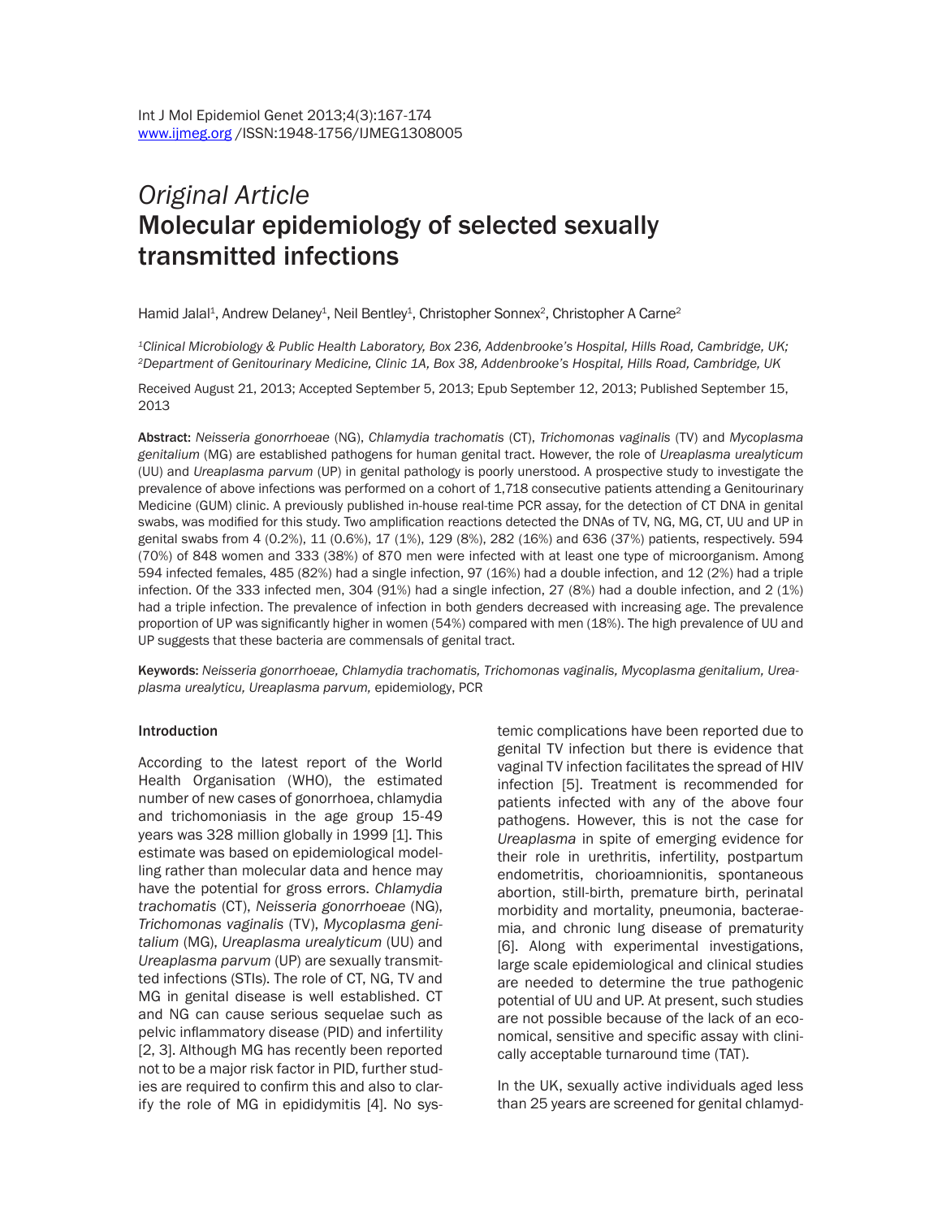*Original Article*

# Molecular epidemiology of selected sexually transmitted infections

Hamid Jalal[1], Andrew Delaney[1], Neil Bentley[1], Christopher Sonnex[2], Christopher A Carne[2]

[1]*Clinical Microbiology & Public Health Laboratory, Box 236, Addenbrooke's Hospital, Hills Road, Cambridge, UK;* [2]*Department of Genitourinary Medicine, Clinic 1A, Box 38, Addenbrooke's Hospital, Hills Road, Cambridge, UK*

Received August 21, 2013; Accepted September 5, 2013; Epub September 12, 2013; Published September 15, 2013

**Abstract:** *Neisseria gonorrhoeae* (NG), *Chlamydia trachomatis* (CT), *Trichomonas vaginalis* (TV) and *Mycoplasma genitalium* (MG) are established pathogens for human genital tract. However, the role of *Ureaplasma urealyticum* (UU) and *Ureaplasma parvum* (UP) in genital pathology is poorly unerstood. A prospective study to investigate the prevalence of above infections was performed on a cohort of 1,718 consecutive patients attending a Genitourinary Medicine (GUM) clinic. A previously published in-house real-time PCR assay, for the detection of CT DNA in genital swabs, was modified for this study. Two amplification reactions detected the DNAs of TV, NG, MG, CT, UU and UP in genital swabs from 4 (0.2%), 11 (0.6%), 17 (1%), 129 (8%), 282 (16%) and 636 (37%) patients, respectively. 594 (70%) of 848 women and 333 (38%) of 870 men were infected with at least one type of microorganism. Among 594 infected females, 485 (82%) had a single infection, 97 (16%) had a double infection, and 12 (2%) had a triple infection. Of the 333 infected men, 304 (91%) had a single infection, 27 (8%) had a double infection, and 2 (1%) had a triple infection. The prevalence of infection in both genders decreased with increasing age. The prevalence proportion of UP was significantly higher in women (54%) compared with men (18%). The high prevalence of UU and UP suggests that these bacteria are commensals of genital tract.

**Keywords:** *Neisseria gonorrhoeae, Chlamydia trachomatis, Trichomonas vaginalis, Mycoplasma genitalium, Ureaplasma urealyticu, Ureaplasma parvum,* epidemiology, PCR

## Introduction

According to the latest report of the World Health Organisation (WHO), the estimated number of new cases of gonorrhoea, chlamydia and trichomoniasis in the age group 15-49 years was 328 million globally in 1999 [1]. This estimate was based on epidemiological modelling rather than molecular data and hence may have the potential for gross errors. *Chlamydia trachomatis* (CT), *Neisseria gonorrhoeae* (NG), *Trichomonas vaginalis* (TV), *Mycoplasma genitalium* (MG), *Ureaplasma urealyticum* (UU) and *Ureaplasma parvum* (UP) are sexually transmitted infections (STIs). The role of CT, NG, TV and MG in genital disease is well established. CT and NG can cause serious sequelae such as pelvic inflammatory disease (PID) and infertility [2, 3]. Although MG has recently been reported not to be a major risk factor in PID, further studies are required to confirm this and also to clarify the role of MG in epididymitis [4]. No systemic complications have been reported due to genital TV infection but there is evidence that vaginal TV infection facilitates the spread of HIV infection [5]. Treatment is recommended for patients infected with any of the above four pathogens. However, this is not the case for *Ureaplasma* in spite of emerging evidence for their role in urethritis, infertility, postpartum endometritis, chorioamnionitis, spontaneous abortion, still-birth, premature birth, perinatal morbidity and mortality, pneumonia, bacteraemia, and chronic lung disease of prematurity [6]. Along with experimental investigations, large scale epidemiological and clinical studies are needed to determine the true pathogenic potential of UU and UP. At present, such studies are not possible because of the lack of an economical, sensitive and specific assay with clinically acceptable turnaround time (TAT).

In the UK, sexually active individuals aged less than 25 years are screened for genital chlamyd-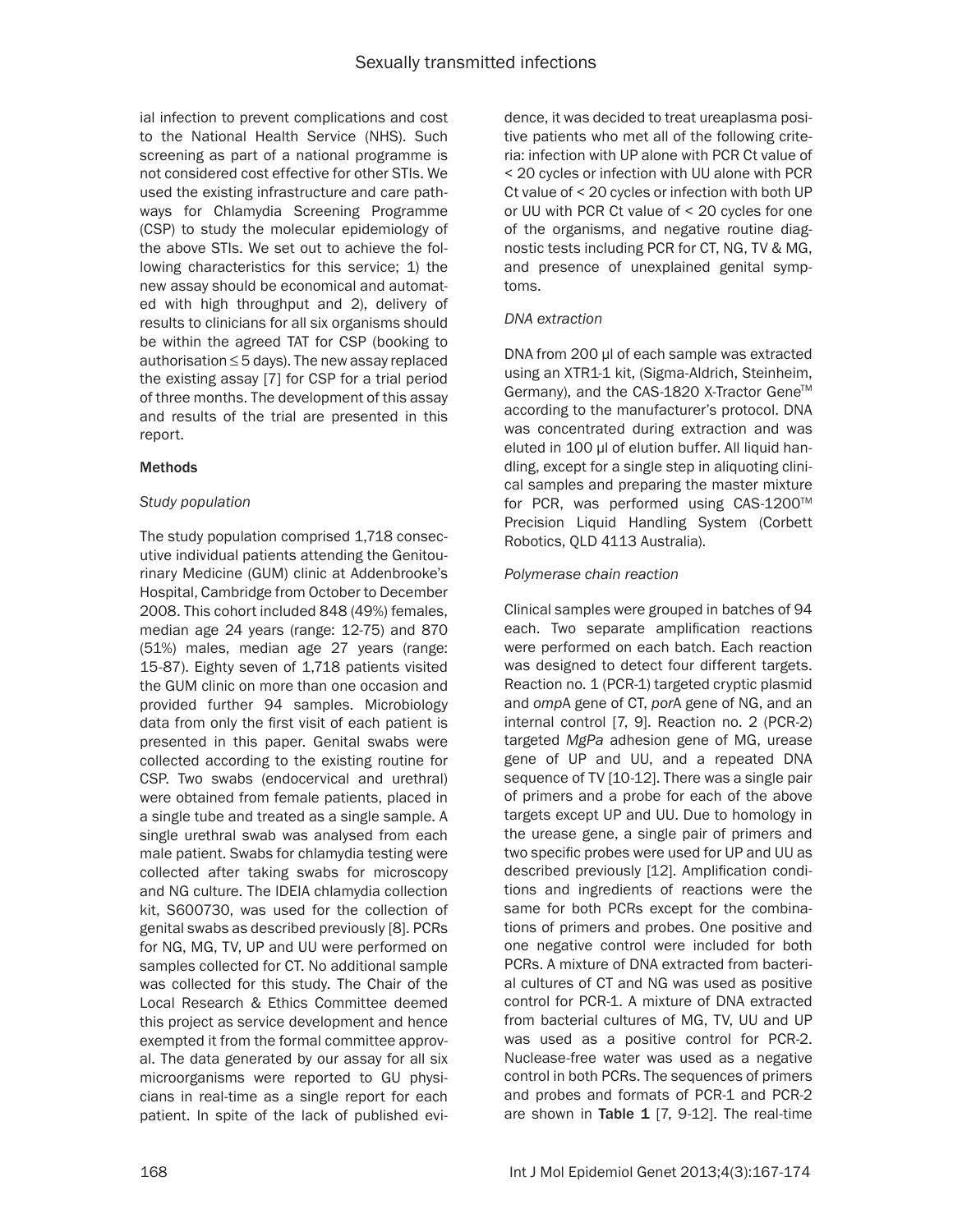ial infection to prevent complications and cost to the National Health Service (NHS). Such screening as part of a national programme is not considered cost effective for other STIs. We used the existing infrastructure and care pathways for Chlamydia Screening Programme (CSP) to study the molecular epidemiology of the above STIs. We set out to achieve the following characteristics for this service; 1) the new assay should be economical and automated with high throughput and 2), delivery of results to clinicians for all six organisms should be within the agreed TAT for CSP (booking to authorisation ≤ 5 days). The new assay replaced the existing assay [7] for CSP for a trial period of three months. The development of this assay and results of the trial are presented in this report.

## Methods

### *Study population*

The study population comprised 1,718 consecutive individual patients attending the Genitourinary Medicine (GUM) clinic at Addenbrooke's Hospital, Cambridge from October to December 2008. This cohort included 848 (49%) females, median age 24 years (range: 12-75) and 870 (51%) males, median age 27 years (range: 15-87). Eighty seven of 1,718 patients visited the GUM clinic on more than one occasion and provided further 94 samples. Microbiology data from only the first visit of each patient is presented in this paper. Genital swabs were collected according to the existing routine for CSP. Two swabs (endocervical and urethral) were obtained from female patients, placed in a single tube and treated as a single sample. A single urethral swab was analysed from each male patient. Swabs for chlamydia testing were collected after taking swabs for microscopy and NG culture. The IDEIA chlamydia collection kit, S600730, was used for the collection of genital swabs as described previously [8]. PCRs for NG, MG, TV, UP and UU were performed on samples collected for CT. No additional sample was collected for this study. The Chair of the Local Research & Ethics Committee deemed this project as service development and hence exempted it from the formal committee approval. The data generated by our assay for all six microorganisms were reported to GU physicians in real-time as a single report for each patient. In spite of the lack of published evidence, it was decided to treat ureaplasma positive patients who met all of the following criteria: infection with UP alone with PCR Ct value of < 20 cycles or infection with UU alone with PCR Ct value of < 20 cycles or infection with both UP or UU with PCR Ct value of < 20 cycles for one of the organisms, and negative routine diagnostic tests including PCR for CT, NG, TV & MG, and presence of unexplained genital symptoms.

### *DNA extraction*

DNA from 200 µl of each sample was extracted using an XTR1-1 kit, (Sigma-Aldrich, Steinheim, Germany), and the CAS-1820 X-Tractor Gene™ according to the manufacturer's protocol. DNA was concentrated during extraction and was eluted in 100 µl of elution buffer. All liquid handling, except for a single step in aliquoting clinical samples and preparing the master mixture for PCR, was performed using CAS-1200™ Precision Liquid Handling System (Corbett Robotics, QLD 4113 Australia).

### *Polymerase chain reaction*

Clinical samples were grouped in batches of 94 each. Two separate amplification reactions were performed on each batch. Each reaction was designed to detect four different targets. Reaction no. 1 (PCR-1) targeted cryptic plasmid and *omp*A gene of CT, *por*A gene of NG, and an internal control [7, 9]. Reaction no. 2 (PCR-2) targeted *MgPa* adhesion gene of MG, urease gene of UP and UU, and a repeated DNA sequence of TV [10-12]. There was a single pair of primers and a probe for each of the above targets except UP and UU. Due to homology in the urease gene, a single pair of primers and two specific probes were used for UP and UU as described previously [12]. Amplification conditions and ingredients of reactions were the same for both PCRs except for the combinations of primers and probes. One positive and one negative control were included for both PCRs. A mixture of DNA extracted from bacterial cultures of CT and NG was used as positive control for PCR-1. A mixture of DNA extracted from bacterial cultures of MG, TV, UU and UP was used as a positive control for PCR-2. Nuclease-free water was used as a negative control in both PCRs. The sequences of primers and probes and formats of PCR-1 and PCR-2 are shown in **Table 1** [7, 9-12]. The real-time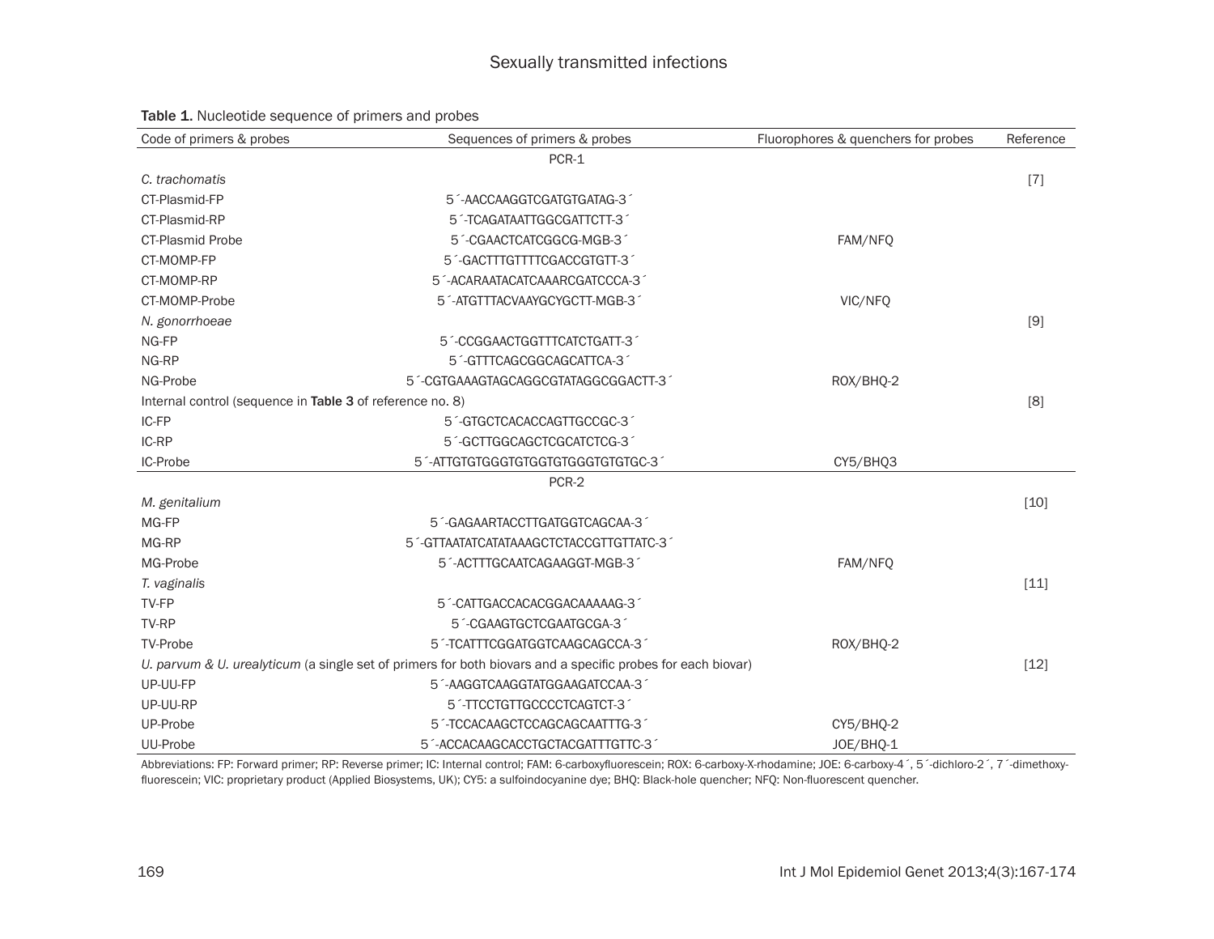Table 1. Nucleotide sequence of primers and probes

| Code of primers & probes | Sequences of primers & probes | Fluorophores & quenchers for probes | Reference |
|---|---|---|---|
| | PCR-1 | | |
| *C. trachomatis* | | | [7] |
| CT-Plasmid-FP | 5´-AACCAAGGTCGATGTGATAG-3´ | | |
| CT-Plasmid-RP | 5´-TCAGATAATTGGCGATTCTT-3´ | | |
| CT-Plasmid Probe | 5´-CGAACTCATCGGCG-MGB-3´ | FAM/NFQ | |
| CT-MOMP-FP | 5´-GACTTTGTTTTCGACCGTGTT-3´ | | |
| CT-MOMP-RP | 5´-ACARAATACATCAAARCGATCCCA-3´ | | |
| CT-MOMP-Probe | 5´-ATGTTTACVAAYGCYGCTT-MGB-3´ | VIC/NFQ | |
| *N. gonorrhoeae* | | | [9] |
| NG-FP | 5´-CCGGAACTGGTTTCATCTGATT-3´ | | |
| NG-RP | 5´-GTTTCAGCGGCAGCATTCA-3´ | | |
| NG-Probe | 5´-CGTGAAAGTAGCAGGCGTATAGGCGGACTT-3´ | ROX/BHQ-2 | |
| Internal control (sequence in **Table 3** of reference no. 8) | | | [8] |
| IC-FP | 5´-GTGCTCACACCAGTTGCCGC-3´ | | |
| IC-RP | 5´-GCTTGGCAGCTCGCATCTCG-3´ | | |
| IC-Probe | 5´-ATTGTGTGGGTGTGGTGTGGGTGTGTGC-3´ | CY5/BHQ3 | |
| | PCR-2 | | |
| *M. genitalium* | | | [10] |
| MG-FP | 5´-GAGAARTACCTTGATGGTCAGCAA-3´ | | |
| MG-RP | 5´-GTTAATATCATATAAAGCTCTACCGTTGTTATC-3´ | | |
| MG-Probe | 5´-ACTTTGCAATCAGAAGGT-MGB-3´ | FAM/NFQ | |
| *T. vaginalis* | | | [11] |
| TV-FP | 5´-CATTGACCACACGGACAAAAAG-3´ | | |
| TV-RP | 5´-CGAAGTGCTCGAATGCGA-3´ | | |
| TV-Probe | 5´-TCATTTCGGATGGTCAAGCAGCCA-3´ | ROX/BHQ-2 | |
| *U. parvum & U. urealyticum* (a single set of primers for both biovars and a specific probes for each biovar) | | | [12] |
| UP-UU-FP | 5´-AAGGTCAAGGTATGGAAGATCCAA-3´ | | |
| UP-UU-RP | 5´-TTCCTGTTGCCCCTCAGTCT-3´ | | |
| UP-Probe | 5´-TCCACAAGCTCCAGCAGCAATTTG-3´ | CY5/BHQ-2 | |
| UU-Probe | 5´-ACCACAAGCACCTGCTACGATTTGTTC-3´ | JOE/BHQ-1 | |

Abbreviations: FP: Forward primer; RP: Reverse primer; IC: Internal control; FAM: 6-carboxyfluorescein; ROX: 6-carboxy-X-rhodamine; JOE: 6-carboxy-4´, 5´-dichloro-2´, 7´-dimethoxy-fluorescein; VIC: proprietary product (Applied Biosystems, UK); CY5: a sulfoindocyanine dye; BHQ: Black-hole quencher; NFQ: Non-fluorescent quencher.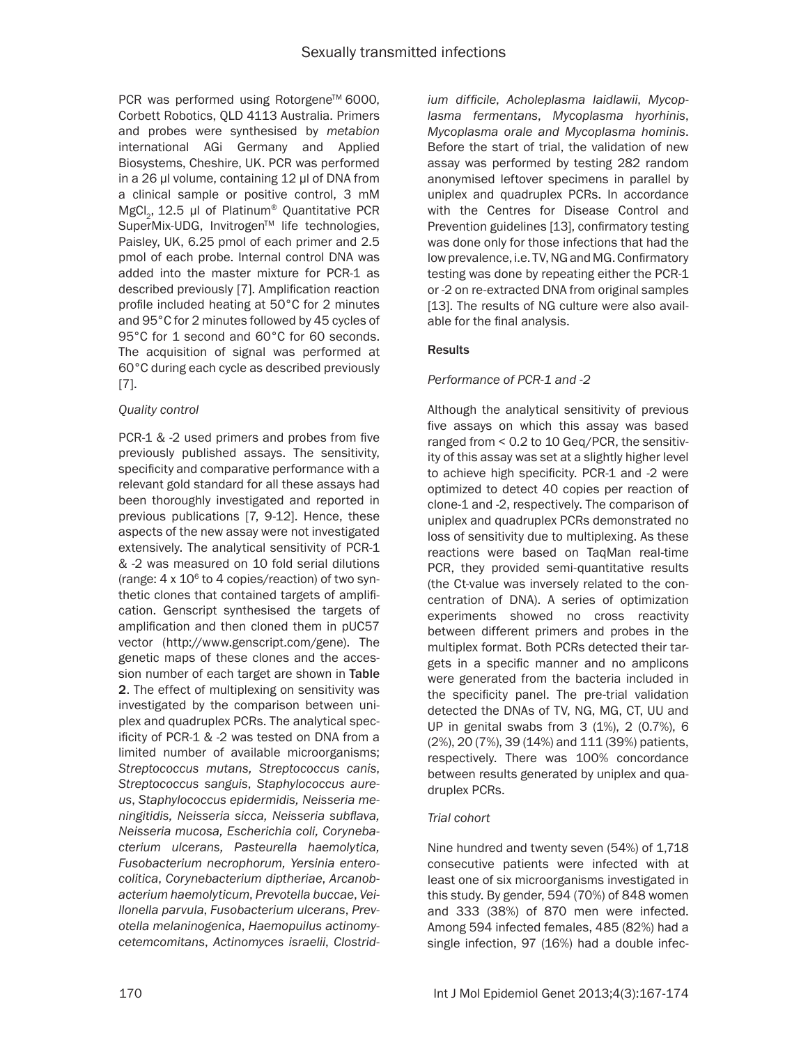PCR was performed using Rotorgene™ 6000, Corbett Robotics, QLD 4113 Australia. Primers and probes were synthesised by *metabion* international AGi Germany and Applied Biosystems, Cheshire, UK. PCR was performed in a 26 µl volume, containing 12 µl of DNA from a clinical sample or positive control, 3 mM $MgCl_2$, 12.5 µl of Platinum® Quantitative PCR SuperMix-UDG, Invitrogen™ life technologies, Paisley, UK, 6.25 pmol of each primer and 2.5 pmol of each probe. Internal control DNA was added into the master mixture for PCR-1 as described previously [7]. Amplification reaction profile included heating at 50°C for 2 minutes and 95°C for 2 minutes followed by 45 cycles of 95°C for 1 second and 60°C for 60 seconds. The acquisition of signal was performed at 60°C during each cycle as described previously [7].

*Quality control*

PCR-1 & -2 used primers and probes from five previously published assays. The sensitivity, specificity and comparative performance with a relevant gold standard for all these assays had been thoroughly investigated and reported in previous publications [7, 9-12]. Hence, these aspects of the new assay were not investigated extensively. The analytical sensitivity of PCR-1 & -2 was measured on 10 fold serial dilutions (range: $4 \times 10^6$ to 4 copies/reaction) of two synthetic clones that contained targets of amplification. Genscript synthesised the targets of amplification and then cloned them in pUC57 vector (http://www.genscript.com/gene). The genetic maps of these clones and the accession number of each target are shown in **Table 2**. The effect of multiplexing on sensitivity was investigated by the comparison between uniplex and quadruplex PCRs. The analytical specificity of PCR-1 & -2 was tested on DNA from a limited number of available microorganisms; *Streptococcus mutans, Streptococcus canis*, *Streptococcus sanguis*, *Staphylococcus aureus*, *Staphylococcus epidermidis, Neisseria meningitidis, Neisseria sicca, Neisseria subflava, Neisseria mucosa, Escherichia coli, Corynebacterium ulcerans, Pasteurella haemolytica, Fusobacterium necrophorum, Yersinia enterocolitica*, *Corynebacterium diptheriae*, *Arcanobacterium haemolyticum*, *Prevotella buccae*, *Veillonella parvula*, *Fusobacterium ulcerans*, *Prevotella melaninogenica*, *Haemopuilus actinomycetemcomitans*, *Actinomyces israelii*, *Clostridium difficile*, *Acholeplasma laidlawii*, *Mycoplasma fermentans*, *Mycoplasma hyorhinis*, *Mycoplasma orale and Mycoplasma hominis*. Before the start of trial, the validation of new assay was performed by testing 282 random anonymised leftover specimens in parallel by uniplex and quadruplex PCRs. In accordance with the Centres for Disease Control and Prevention guidelines [13], confirmatory testing was done only for those infections that had the low prevalence, i.e. TV, NG and MG. Confirmatory testing was done by repeating either the PCR-1 or -2 on re-extracted DNA from original samples [13]. The results of NG culture were also available for the final analysis.

## Results

*Performance of PCR-1 and -2*

Although the analytical sensitivity of previous five assays on which this assay was based ranged from < 0.2 to 10 Geq/PCR, the sensitivity of this assay was set at a slightly higher level to achieve high specificity. PCR-1 and -2 were optimized to detect 40 copies per reaction of clone-1 and -2, respectively. The comparison of uniplex and quadruplex PCRs demonstrated no loss of sensitivity due to multiplexing. As these reactions were based on TaqMan real-time PCR, they provided semi-quantitative results (the Ct-value was inversely related to the concentration of DNA). A series of optimization experiments showed no cross reactivity between different primers and probes in the multiplex format. Both PCRs detected their targets in a specific manner and no amplicons were generated from the bacteria included in the specificity panel. The pre-trial validation detected the DNAs of TV, NG, MG, CT, UU and UP in genital swabs from 3 (1%), 2 (0.7%), 6 (2%), 20 (7%), 39 (14%) and 111 (39%) patients, respectively. There was 100% concordance between results generated by uniplex and quadruplex PCRs.

*Trial cohort*

Nine hundred and twenty seven (54%) of 1,718 consecutive patients were infected with at least one of six microorganisms investigated in this study. By gender, 594 (70%) of 848 women and 333 (38%) of 870 men were infected. Among 594 infected females, 485 (82%) had a single infection, 97 (16%) had a double infec-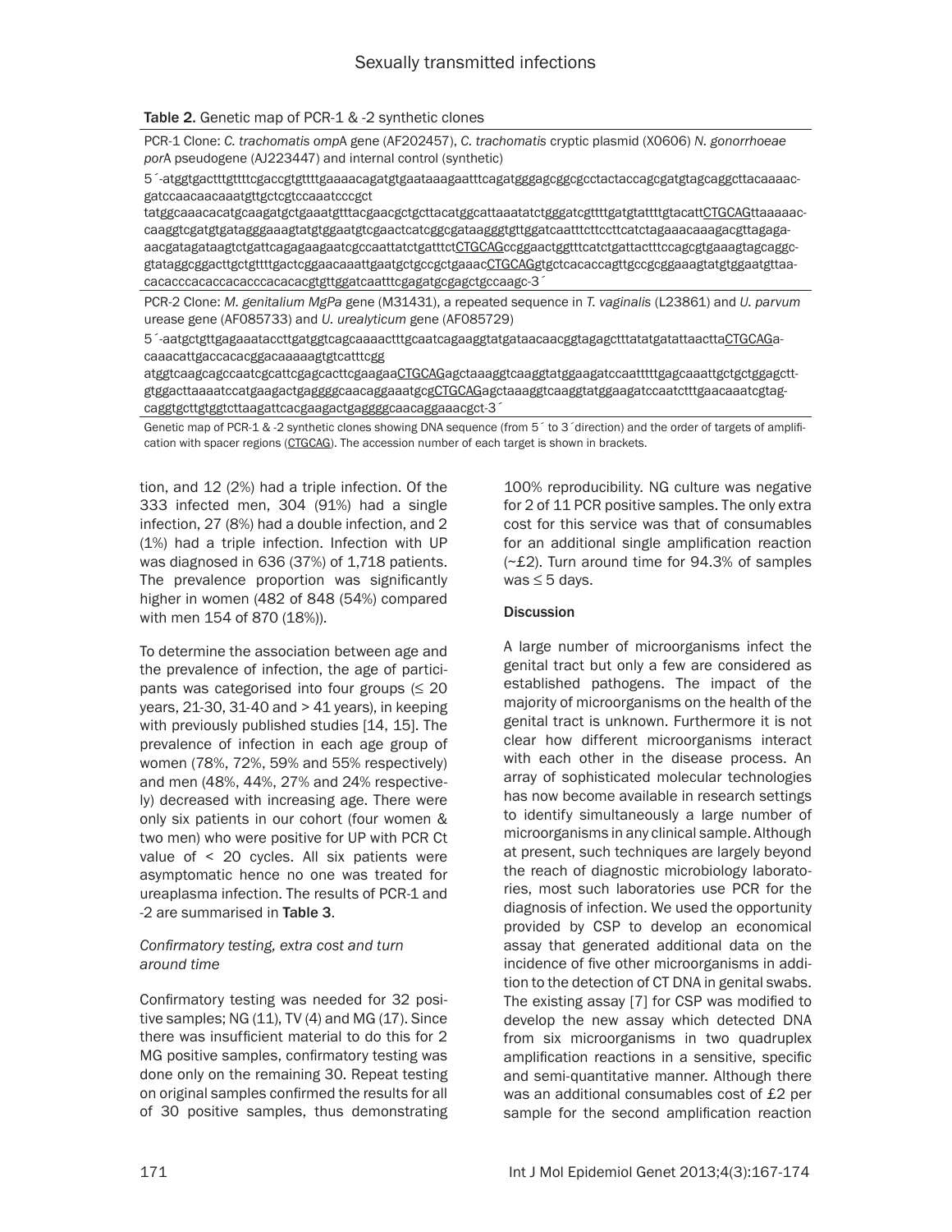**Table 2.** Genetic map of PCR-1 & -2 synthetic clones

| |
|---|
| PCR-1 Clone: *C. trachomatis omp*A gene (AF202457), *C. trachomatis* cryptic plasmid (X0606) *N. gonorrhoeae por*A pseudogene (AJ223447) and internal control (synthetic) |
| 5´-atggtgactttgttttcgaccgtgttttgaaaacagatgtgaataaagaatttcagatgggagcggcgcctactaccagcgatgtagcaggcttacaaaacgatccaacaacaaatgttgctcgtccaaatcccgct tatggcaaacacatgcaagatgctgaaatgtttacgaacgctgcttacatggcattaaatatctgggatcgttttgatgtattttgtacattCTGCAGttaaaaaccaaggtcgatgtgatagggaaagtatgtggaatgtcgaactcatcggcgataagggtgttggatcaatttcttccttcatctagaaacaaagacgttagagaaacgatagataagtctgattcagagaagaatcgccaattatctgatttctCTGCAGccggaactggtttcatctgattactttccagcgtgaaagtagcaggcgtataggcggacttgctgttttgactcggaacaaattgaatgctgccgctgaaacCTGCAGgtgctcacaccagttgccgcggaaagtatgtggaatgttaacacacccacaccacaccacaccacacgtgttggatcaatttcgagatgcgagctgccaagc-3´ |
| PCR-2 Clone: *M. genitalium MgPa* gene (M31431), a repeated sequence in *T. vaginalis* (L23861) and *U. parvum* urease gene (AF085733) and *U. urealyticum* gene (AF085729) |
| 5´-aatgctgttgagaaataccttgatggtcagcaaaactttgcaatcagaaggtatgataacaacggtagagctttatatgatattaacttaCTGCAGacaaacattgaccacacggacaaaaagtgtcatttcgg atggtcaagcagccaatcgcattcgagcacttcgaagaaCTGCAGagctaaaggtcaaggtatggaagatccaatttttgagcaaattgctgctggagcttgtggacttaaaatccatgaagactgaggggcaacaggaaatgcgCTGCAGagctaaaggtcaaggtatggaagatccaatctttgaacaaatcgtagcaggtgcttgtggtcttaagattcacgaagactgaggggcaacaggaaacgct-3´ |

Genetic map of PCR-1 & -2 synthetic clones showing DNA sequence (from 5´ to 3´direction) and the order of targets of amplification with spacer regions (CTGCAG). The accession number of each target is shown in brackets.

tion, and 12 (2%) had a triple infection. Of the 333 infected men, 304 (91%) had a single infection, 27 (8%) had a double infection, and 2 (1%) had a triple infection. Infection with UP was diagnosed in 636 (37%) of 1,718 patients. The prevalence proportion was significantly higher in women (482 of 848 (54%) compared with men 154 of 870 (18%)).

To determine the association between age and the prevalence of infection, the age of participants was categorised into four groups (≤ 20 years, 21-30, 31-40 and > 41 years), in keeping with previously published studies [14, 15]. The prevalence of infection in each age group of women (78%, 72%, 59% and 55% respectively) and men (48%, 44%, 27% and 24% respectively) decreased with increasing age. There were only six patients in our cohort (four women & two men) who were positive for UP with PCR Ct value of < 20 cycles. All six patients were asymptomatic hence no one was treated for ureaplasma infection. The results of PCR-1 and -2 are summarised in **Table 3**.

### *Confirmatory testing, extra cost and turn around time*

Confirmatory testing was needed for 32 positive samples; NG (11), TV (4) and MG (17). Since there was insufficient material to do this for 2 MG positive samples, confirmatory testing was done only on the remaining 30. Repeat testing on original samples confirmed the results for all of 30 positive samples, thus demonstrating 100% reproducibility. NG culture was negative for 2 of 11 PCR positive samples. The only extra cost for this service was that of consumables for an additional single amplification reaction (~£2). Turn around time for 94.3% of samples was ≤ 5 days.

## Discussion

A large number of microorganisms infect the genital tract but only a few are considered as established pathogens. The impact of the majority of microorganisms on the health of the genital tract is unknown. Furthermore it is not clear how different microorganisms interact with each other in the disease process. An array of sophisticated molecular technologies has now become available in research settings to identify simultaneously a large number of microorganisms in any clinical sample. Although at present, such techniques are largely beyond the reach of diagnostic microbiology laboratories, most such laboratories use PCR for the diagnosis of infection. We used the opportunity provided by CSP to develop an economical assay that generated additional data on the incidence of five other microorganisms in addition to the detection of CT DNA in genital swabs. The existing assay [7] for CSP was modified to develop the new assay which detected DNA from six microorganisms in two quadruplex amplification reactions in a sensitive, specific and semi-quantitative manner. Although there was an additional consumables cost of £2 per sample for the second amplification reaction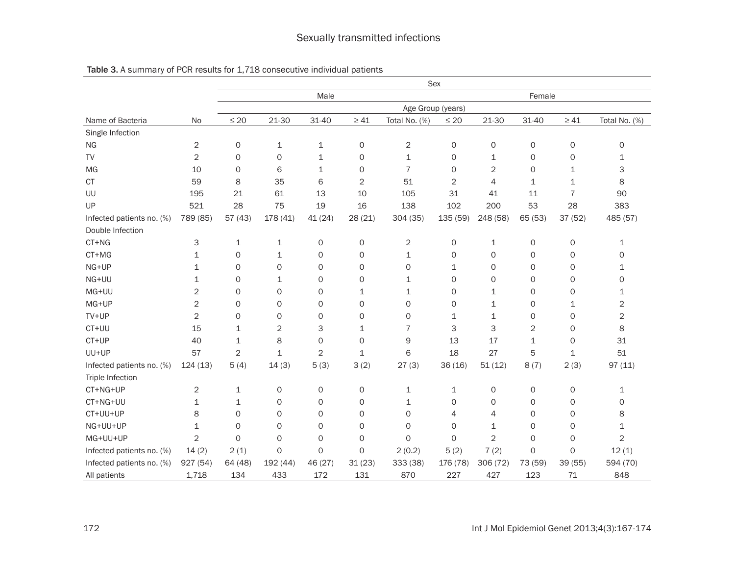Table 3. A summary of PCR results for 1,718 consecutive individual patients

| | | Sex | | | | | | | | | |
|---|---|---|---|---|---|---|---|---|---|---|---|
| | | Male | | | | | Female | | | | |
| | | Age Group (years) | | | | | | | | | |
| Name of Bacteria | No | ≤ 20 | 21-30 | 31-40 | ≥ 41 | Total No. (%) | ≤ 20 | 21-30 | 31-40 | ≥ 41 | Total No. (%) |
| Single Infection | | | | | | | | | | | |
| NG | 2 | 0 | 1 | 1 | 0 | 2 | 0 | 0 | 0 | 0 | 0 |
| TV | 2 | 0 | 0 | 1 | 0 | 1 | 0 | 1 | 0 | 0 | 1 |
| MG | 10 | 0 | 6 | 1 | 0 | 7 | 0 | 2 | 0 | 1 | 3 |
| CT | 59 | 8 | 35 | 6 | 2 | 51 | 2 | 4 | 1 | 1 | 8 |
| UU | 195 | 21 | 61 | 13 | 10 | 105 | 31 | 41 | 11 | 7 | 90 |
| UP | 521 | 28 | 75 | 19 | 16 | 138 | 102 | 200 | 53 | 28 | 383 |
| Infected patients no. (%) | 789 (85) | 57 (43) | 178 (41) | 41 (24) | 28 (21) | 304 (35) | 135 (59) | 248 (58) | 65 (53) | 37 (52) | 485 (57) |
| Double Infection | | | | | | | | | | | |
| CT+NG | 3 | 1 | 1 | 0 | 0 | 2 | 0 | 1 | 0 | 0 | 1 |
| CT+MG | 1 | 0 | 1 | 0 | 0 | 1 | 0 | 0 | 0 | 0 | 0 |
| NG+UP | 1 | 0 | 0 | 0 | 0 | 0 | 1 | 0 | 0 | 0 | 1 |
| NG+UU | 1 | 0 | 1 | 0 | 0 | 1 | 0 | 0 | 0 | 0 | 0 |
| MG+UU | 2 | 0 | 0 | 0 | 1 | 1 | 0 | 1 | 0 | 0 | 1 |
| MG+UP | 2 | 0 | 0 | 0 | 0 | 0 | 0 | 1 | 0 | 1 | 2 |
| TV+UP | 2 | 0 | 0 | 0 | 0 | 0 | 1 | 1 | 0 | 0 | 2 |
| CT+UU | 15 | 1 | 2 | 3 | 1 | 7 | 3 | 3 | 2 | 0 | 8 |
| CT+UP | 40 | 1 | 8 | 0 | 0 | 9 | 13 | 17 | 1 | 0 | 31 |
| UU+UP | 57 | 2 | 1 | 2 | 1 | 6 | 18 | 27 | 5 | 1 | 51 |
| Infected patients no. (%) | 124 (13) | 5 (4) | 14 (3) | 5 (3) | 3 (2) | 27 (3) | 36 (16) | 51 (12) | 8 (7) | 2 (3) | 97 (11) |
| Triple Infection | | | | | | | | | | | |
| CT+NG+UP | 2 | 1 | 0 | 0 | 0 | 1 | 1 | 0 | 0 | 0 | 1 |
| CT+NG+UU | 1 | 1 | 0 | 0 | 0 | 1 | 0 | 0 | 0 | 0 | 0 |
| CT+UU+UP | 8 | 0 | 0 | 0 | 0 | 0 | 4 | 4 | 0 | 0 | 8 |
| NG+UU+UP | 1 | 0 | 0 | 0 | 0 | 0 | 0 | 1 | 0 | 0 | 1 |
| MG+UU+UP | 2 | 0 | 0 | 0 | 0 | 0 | 0 | 2 | 0 | 0 | 2 |
| Infected patients no. (%) | 14 (2) | 2 (1) | 0 | 0 | 0 | 2 (0.2) | 5 (2) | 7 (2) | 0 | 0 | 12 (1) |
| Infected patients no. (%) | 927 (54) | 64 (48) | 192 (44) | 46 (27) | 31 (23) | 333 (38) | 176 (78) | 306 (72) | 73 (59) | 39 (55) | 594 (70) |
| All patients | 1,718 | 134 | 433 | 172 | 131 | 870 | 227 | 427 | 123 | 71 | 848 |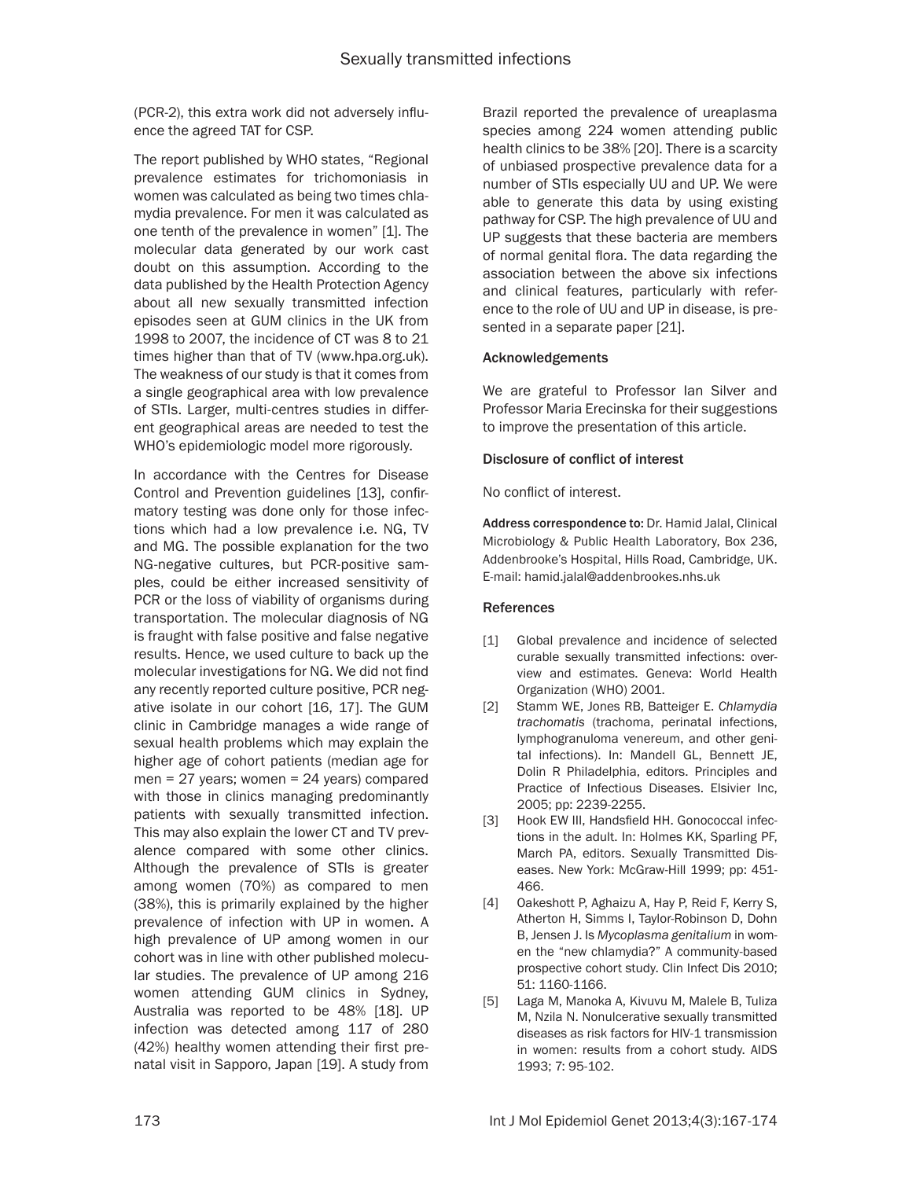(PCR-2), this extra work did not adversely influence the agreed TAT for CSP.

The report published by WHO states, "Regional prevalence estimates for trichomoniasis in women was calculated as being two times chlamydia prevalence. For men it was calculated as one tenth of the prevalence in women" [1]. The molecular data generated by our work cast doubt on this assumption. According to the data published by the Health Protection Agency about all new sexually transmitted infection episodes seen at GUM clinics in the UK from 1998 to 2007, the incidence of CT was 8 to 21 times higher than that of TV (www.hpa.org.uk). The weakness of our study is that it comes from a single geographical area with low prevalence of STIs. Larger, multi-centres studies in different geographical areas are needed to test the WHO's epidemiologic model more rigorously.

In accordance with the Centres for Disease Control and Prevention guidelines [13], confirmatory testing was done only for those infections which had a low prevalence i.e. NG, TV and MG. The possible explanation for the two NG-negative cultures, but PCR-positive samples, could be either increased sensitivity of PCR or the loss of viability of organisms during transportation. The molecular diagnosis of NG is fraught with false positive and false negative results. Hence, we used culture to back up the molecular investigations for NG. We did not find any recently reported culture positive, PCR negative isolate in our cohort [16, 17]. The GUM clinic in Cambridge manages a wide range of sexual health problems which may explain the higher age of cohort patients (median age for men = 27 years; women = 24 years) compared with those in clinics managing predominantly patients with sexually transmitted infection. This may also explain the lower CT and TV prevalence compared with some other clinics. Although the prevalence of STIs is greater among women (70%) as compared to men (38%), this is primarily explained by the higher prevalence of infection with UP in women. A high prevalence of UP among women in our cohort was in line with other published molecular studies. The prevalence of UP among 216 women attending GUM clinics in Sydney, Australia was reported to be 48% [18]. UP infection was detected among 117 of 280 (42%) healthy women attending their first prenatal visit in Sapporo, Japan [19]. A study from Brazil reported the prevalence of ureaplasma species among 224 women attending public health clinics to be 38% [20]. There is a scarcity of unbiased prospective prevalence data for a number of STIs especially UU and UP. We were able to generate this data by using existing pathway for CSP. The high prevalence of UU and UP suggests that these bacteria are members of normal genital flora. The data regarding the association between the above six infections and clinical features, particularly with reference to the role of UU and UP in disease, is presented in a separate paper [21].

## Acknowledgements

We are grateful to Professor Ian Silver and Professor Maria Erecinska for their suggestions to improve the presentation of this article.

## Disclosure of conflict of interest

No conflict of interest.

**Address correspondence to:** Dr. Hamid Jalal, Clinical Microbiology & Public Health Laboratory, Box 236, Addenbrooke's Hospital, Hills Road, Cambridge, UK. E-mail: hamid.jalal@addenbrookes.nhs.uk

## References

[1] Global prevalence and incidence of selected curable sexually transmitted infections: overview and estimates. Geneva: World Health Organization (WHO) 2001.

[2] Stamm WE, Jones RB, Batteiger E. *Chlamydia trachomatis* (trachoma, perinatal infections, lymphogranuloma venereum, and other genital infections). In: Mandell GL, Bennett JE, Dolin R Philadelphia, editors. Principles and Practice of Infectious Diseases. Elsivier Inc, 2005; pp: 2239-2255.

[3] Hook EW III, Handsfield HH. Gonococcal infections in the adult. In: Holmes KK, Sparling PF, March PA, editors. Sexually Transmitted Diseases. New York: McGraw-Hill 1999; pp: 451-466.

[4] Oakeshott P, Aghaizu A, Hay P, Reid F, Kerry S, Atherton H, Simms I, Taylor-Robinson D, Dohn B, Jensen J. Is *Mycoplasma genitalium* in women the "new chlamydia?" A community-based prospective cohort study. Clin Infect Dis 2010; 51: 1160-1166.

[5] Laga M, Manoka A, Kivuvu M, Malele B, Tuliza M, Nzila N. Nonulcerative sexually transmitted diseases as risk factors for HIV-1 transmission in women: results from a cohort study. AIDS 1993; 7: 95-102.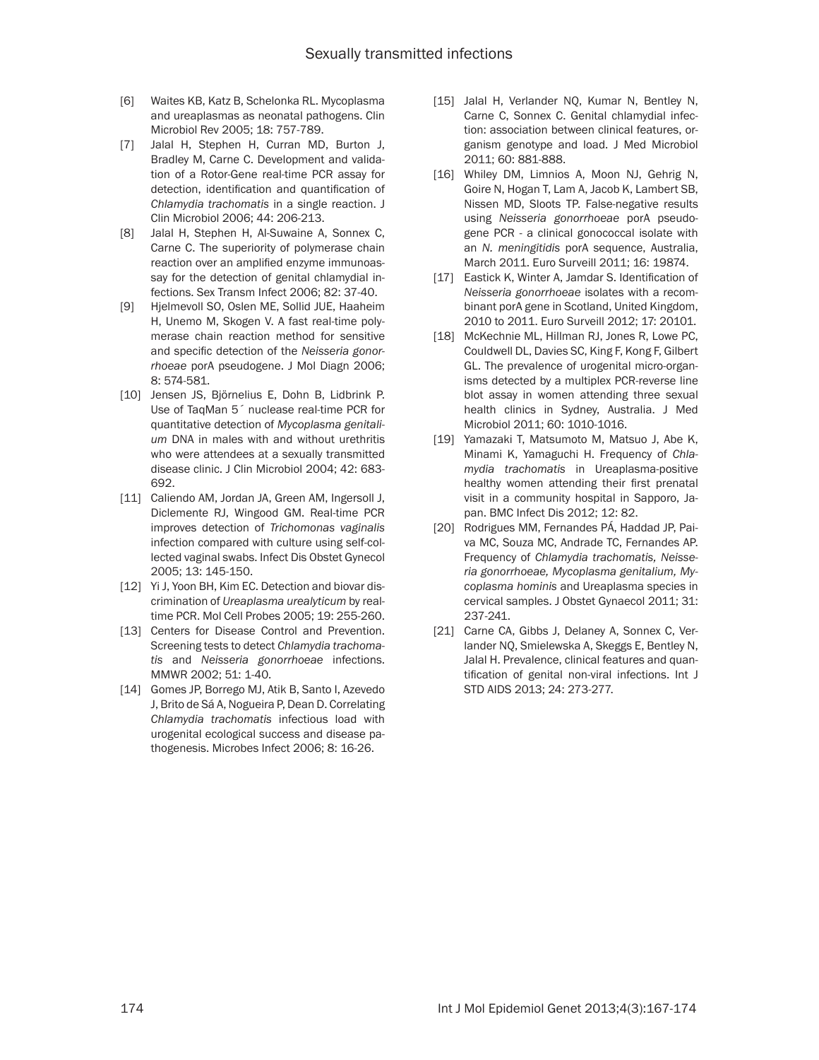[6] Waites KB, Katz B, Schelonka RL. Mycoplasma and ureaplasmas as neonatal pathogens. Clin Microbiol Rev 2005; 18: 757-789.

[7] Jalal H, Stephen H, Curran MD, Burton J, Bradley M, Carne C. Development and validation of a Rotor-Gene real-time PCR assay for detection, identification and quantification of *Chlamydia trachomatis* in a single reaction. J Clin Microbiol 2006; 44: 206-213.

[8] Jalal H, Stephen H, Al-Suwaine A, Sonnex C, Carne C. The superiority of polymerase chain reaction over an amplified enzyme immunoassay for the detection of genital chlamydial infections. Sex Transm Infect 2006; 82: 37-40.

[9] Hjelmevoll SO, Oslen ME, Sollid JUE, Haaheim H, Unemo M, Skogen V. A fast real-time polymerase chain reaction method for sensitive and specific detection of the *Neisseria gonorrhoeae* porA pseudogene. J Mol Diagn 2006; 8: 574-581.

[10] Jensen JS, Björnelius E, Dohn B, Lidbrink P. Use of TaqMan 5´ nuclease real-time PCR for quantitative detection of *Mycoplasma genitalium* DNA in males with and without urethritis who were attendees at a sexually transmitted disease clinic. J Clin Microbiol 2004; 42: 683-692.

[11] Caliendo AM, Jordan JA, Green AM, Ingersoll J, Diclemente RJ, Wingood GM. Real-time PCR improves detection of *Trichomonas vaginalis* infection compared with culture using self-collected vaginal swabs. Infect Dis Obstet Gynecol 2005; 13: 145-150.

[12] Yi J, Yoon BH, Kim EC. Detection and biovar discrimination of *Ureaplasma urealyticum* by real-time PCR. Mol Cell Probes 2005; 19: 255-260.

[13] Centers for Disease Control and Prevention. Screening tests to detect *Chlamydia trachomatis* and *Neisseria gonorrhoeae* infections. MMWR 2002; 51: 1-40.

[14] Gomes JP, Borrego MJ, Atik B, Santo I, Azevedo J, Brito de Sá A, Nogueira P, Dean D. Correlating *Chlamydia trachomatis* infectious load with urogenital ecological success and disease pathogenesis. Microbes Infect 2006; 8: 16-26.

[15] Jalal H, Verlander NQ, Kumar N, Bentley N, Carne C, Sonnex C. Genital chlamydial infection: association between clinical features, organism genotype and load. J Med Microbiol 2011; 60: 881-888.

[16] Whiley DM, Limnios A, Moon NJ, Gehrig N, Goire N, Hogan T, Lam A, Jacob K, Lambert SB, Nissen MD, Sloots TP. False-negative results using *Neisseria gonorrhoeae* porA pseudogene PCR - a clinical gonococcal isolate with an *N. meningitidis* porA sequence, Australia, March 2011. Euro Surveill 2011; 16: 19874.

[17] Eastick K, Winter A, Jamdar S. Identification of *Neisseria gonorrhoeae* isolates with a recombinant porA gene in Scotland, United Kingdom, 2010 to 2011. Euro Surveill 2012; 17: 20101.

[18] McKechnie ML, Hillman RJ, Jones R, Lowe PC, Couldwell DL, Davies SC, King F, Kong F, Gilbert GL. The prevalence of urogenital micro-organisms detected by a multiplex PCR-reverse line blot assay in women attending three sexual health clinics in Sydney, Australia. J Med Microbiol 2011; 60: 1010-1016.

[19] Yamazaki T, Matsumoto M, Matsuo J, Abe K, Minami K, Yamaguchi H. Frequency of *Chlamydia trachomatis* in Ureaplasma-positive healthy women attending their first prenatal visit in a community hospital in Sapporo, Japan. BMC Infect Dis 2012; 12: 82.

[20] Rodrigues MM, Fernandes PÁ, Haddad JP, Paiva MC, Souza MC, Andrade TC, Fernandes AP. Frequency of *Chlamydia trachomatis, Neisseria gonorrhoeae, Mycoplasma genitalium, Mycoplasma hominis* and Ureaplasma species in cervical samples. J Obstet Gynaecol 2011; 31: 237-241.

[21] Carne CA, Gibbs J, Delaney A, Sonnex C, Verlander NQ, Smielewska A, Skeggs E, Bentley N, Jalal H. Prevalence, clinical features and quantification of genital non-viral infections. Int J STD AIDS 2013; 24: 273-277.